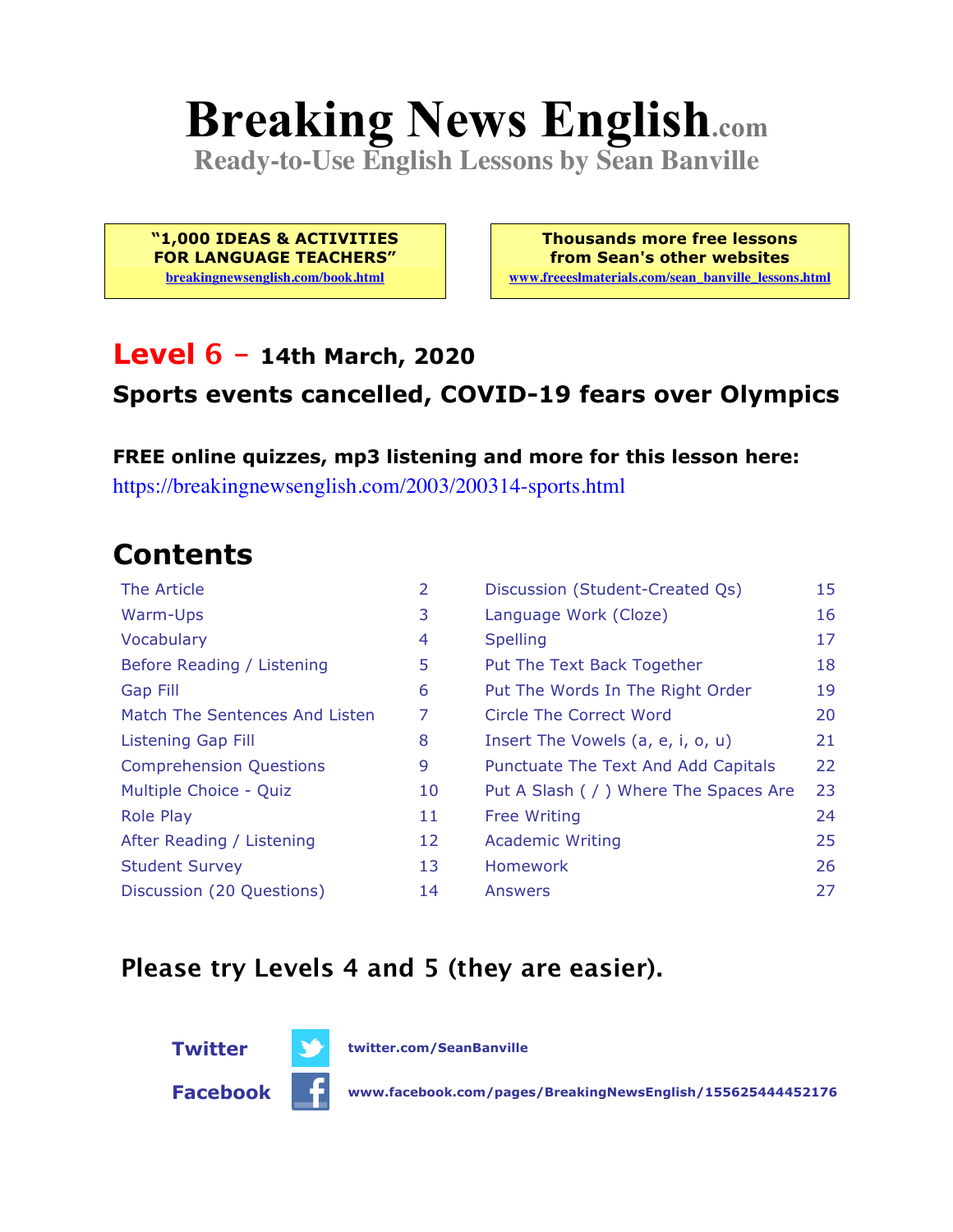# Breaking News English.com

**Ready-to-Use English Lessons by Sean Banville**

**"1,000 IDEAS & ACTIVITIES FOR LANGUAGE TEACHERS"**
breakingnewsenglish.com/book.html

**Thousands more free lessons from Sean's other websites**
www.freeeslmaterials.com/sean_banville_lessons.html

## Level 6 – 14th March, 2020

### Sports events cancelled, COVID-19 fears over Olympics

**FREE online quizzes, mp3 listening and more for this lesson here:**
https://breakingnewsenglish.com/2003/200314-sports.html

## Contents

| | | | |
|---|---|---|---|
| The Article | 2 | Discussion (Student-Created Qs) | 15 |
| Warm-Ups | 3 | Language Work (Cloze) | 16 |
| Vocabulary | 4 | Spelling | 17 |
| Before Reading / Listening | 5 | Put The Text Back Together | 18 |
| Gap Fill | 6 | Put The Words In The Right Order | 19 |
| Match The Sentences And Listen | 7 | Circle The Correct Word | 20 |
| Listening Gap Fill | 8 | Insert The Vowels (a, e, i, o, u) | 21 |
| Comprehension Questions | 9 | Punctuate The Text And Add Capitals | 22 |
| Multiple Choice - Quiz | 10 | Put A Slash ( / ) Where The Spaces Are | 23 |
| Role Play | 11 | Free Writing | 24 |
| After Reading / Listening | 12 | Academic Writing | 25 |
| Student Survey | 13 | Homework | 26 |
| Discussion (20 Questions) | 14 | Answers | 27 |

### Please try Levels 4 and 5 (they are easier).

**Twitter** twitter.com/SeanBanville

**Facebook** www.facebook.com/pages/BreakingNewsEnglish/155625444452176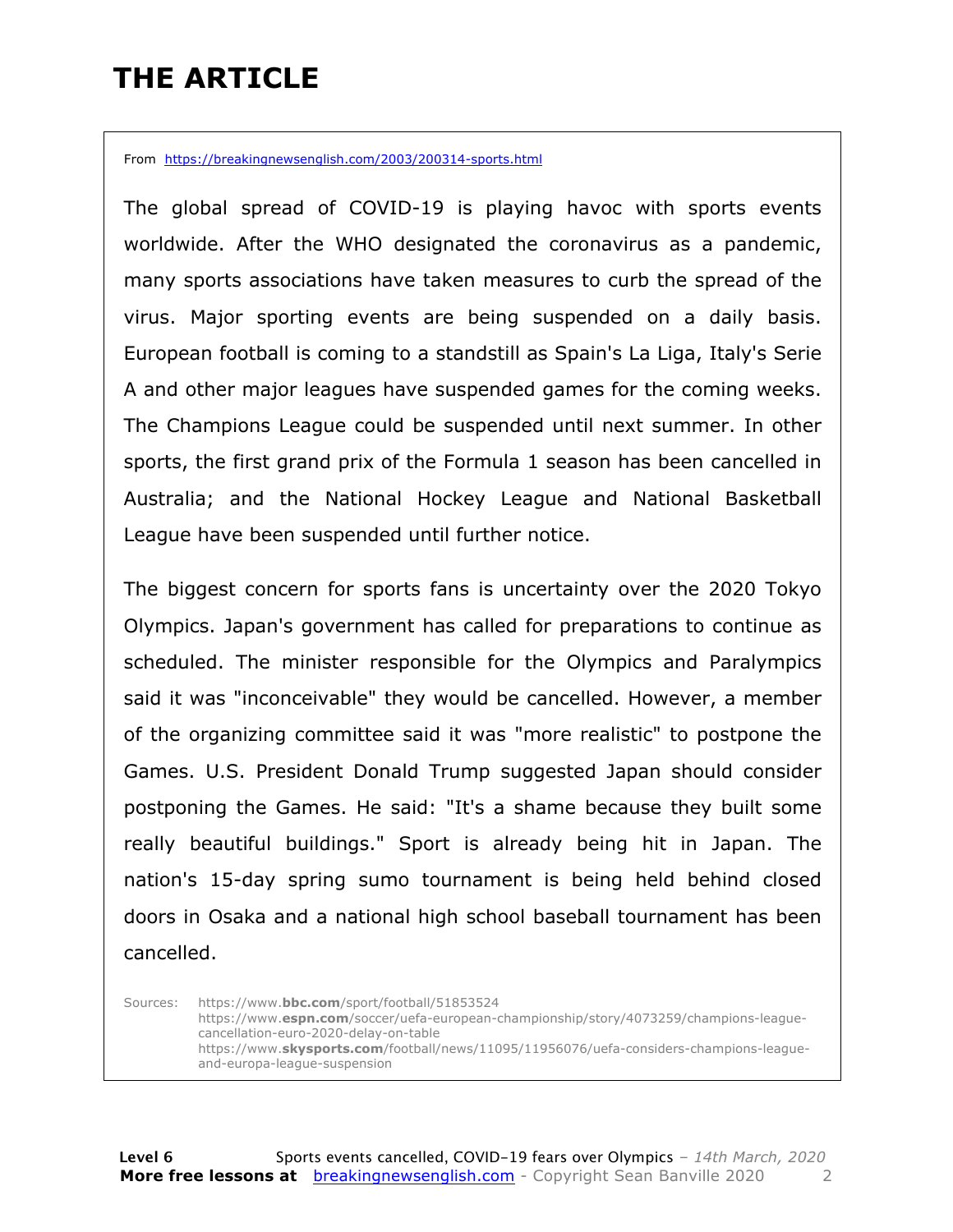# THE ARTICLE

From https://breakingnewsenglish.com/2003/200314-sports.html

The global spread of COVID-19 is playing havoc with sports events worldwide. After the WHO designated the coronavirus as a pandemic, many sports associations have taken measures to curb the spread of the virus. Major sporting events are being suspended on a daily basis. European football is coming to a standstill as Spain's La Liga, Italy's Serie A and other major leagues have suspended games for the coming weeks. The Champions League could be suspended until next summer. In other sports, the first grand prix of the Formula 1 season has been cancelled in Australia; and the National Hockey League and National Basketball League have been suspended until further notice.

The biggest concern for sports fans is uncertainty over the 2020 Tokyo Olympics. Japan's government has called for preparations to continue as scheduled. The minister responsible for the Olympics and Paralympics said it was "inconceivable" they would be cancelled. However, a member of the organizing committee said it was "more realistic" to postpone the Games. U.S. President Donald Trump suggested Japan should consider postponing the Games. He said: "It's a shame because they built some really beautiful buildings." Sport is already being hit in Japan. The nation's 15-day spring sumo tournament is being held behind closed doors in Osaka and a national high school baseball tournament has been cancelled.

Sources:
https://www.bbc.com/sport/football/51853524
https://www.espn.com/soccer/uefa-european-championship/story/4073259/champions-league-cancellation-euro-2020-delay-on-table
https://www.skysports.com/football/news/11095/11956076/uefa-considers-champions-league-and-europa-league-suspension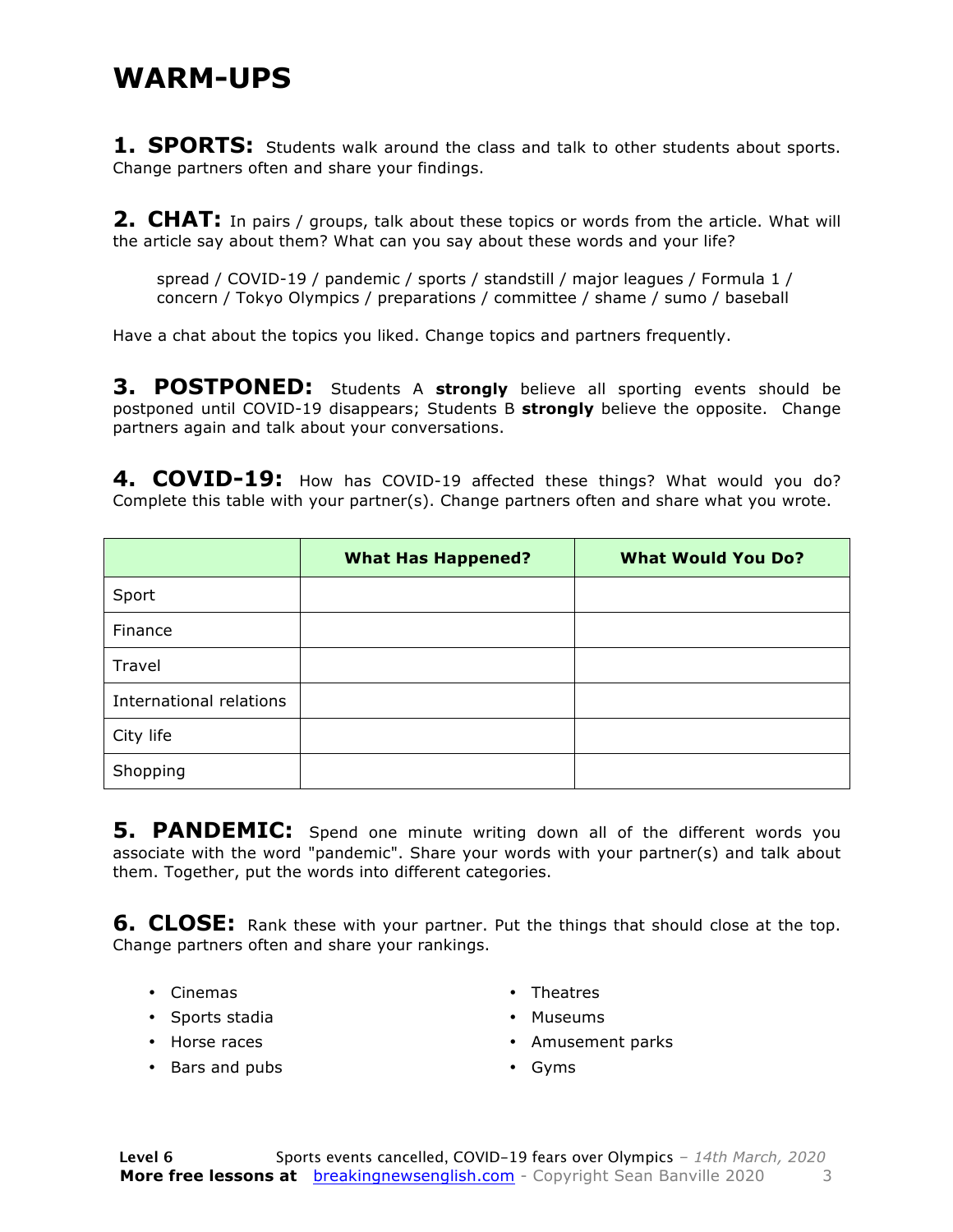# WARM-UPS

**1. SPORTS:** Students walk around the class and talk to other students about sports. Change partners often and share your findings.

**2. CHAT:** In pairs / groups, talk about these topics or words from the article. What will the article say about them? What can you say about these words and your life?

spread / COVID-19 / pandemic / sports / standstill / major leagues / Formula 1 / concern / Tokyo Olympics / preparations / committee / shame / sumo / baseball

Have a chat about the topics you liked. Change topics and partners frequently.

**3. POSTPONED:** Students A **strongly** believe all sporting events should be postponed until COVID-19 disappears; Students B **strongly** believe the opposite. Change partners again and talk about your conversations.

**4. COVID-19:** How has COVID-19 affected these things? What would you do? Complete this table with your partner(s). Change partners often and share what you wrote.

| | What Has Happened? | What Would You Do? |
|---|---|---|
| Sport | | |
| Finance | | |
| Travel | | |
| International relations | | |
| City life | | |
| Shopping | | |

**5. PANDEMIC:** Spend one minute writing down all of the different words you associate with the word "pandemic". Share your words with your partner(s) and talk about them. Together, put the words into different categories.

**6. CLOSE:** Rank these with your partner. Put the things that should close at the top. Change partners often and share your rankings.

- Cinemas
- Sports stadia
- Horse races
- Bars and pubs
- Theatres
- Museums
- Amusement parks
- Gyms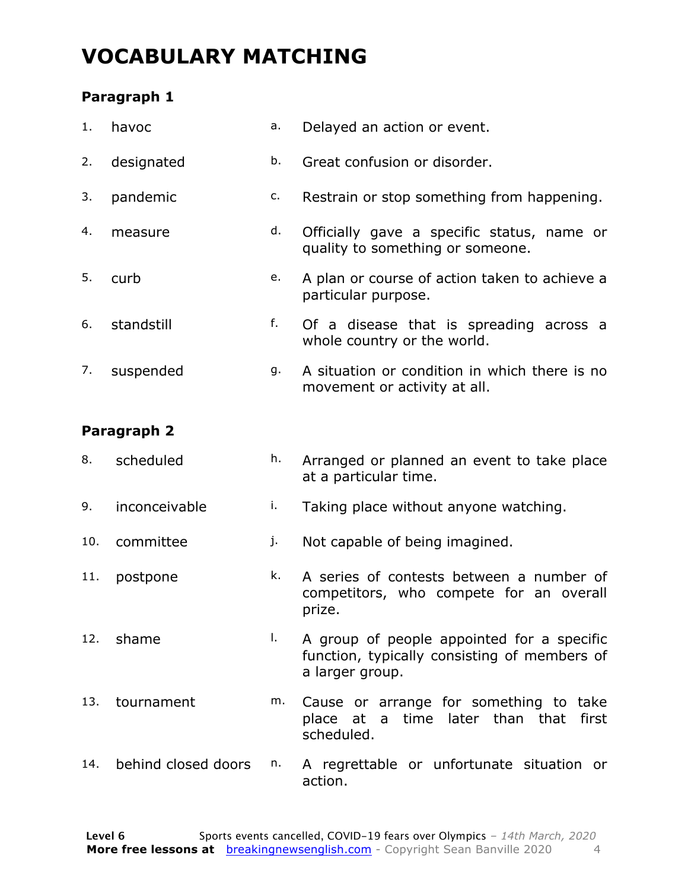# VOCABULARY MATCHING

**Paragraph 1**

| | | | |
|---|---|---|---|
| 1. | havoc | a. | Delayed an action or event. |
| 2. | designated | b. | Great confusion or disorder. |
| 3. | pandemic | c. | Restrain or stop something from happening. |
| 4. | measure | d. | Officially gave a specific status, name or quality to something or someone. |
| 5. | curb | e. | A plan or course of action taken to achieve a particular purpose. |
| 6. | standstill | f. | Of a disease that is spreading across a whole country or the world. |
| 7. | suspended | g. | A situation or condition in which there is no movement or activity at all. |

**Paragraph 2**

| | | | |
|---|---|---|---|
| 8. | scheduled | h. | Arranged or planned an event to take place at a particular time. |
| 9. | inconceivable | i. | Taking place without anyone watching. |
| 10. | committee | j. | Not capable of being imagined. |
| 11. | postpone | k. | A series of contests between a number of competitors, who compete for an overall prize. |
| 12. | shame | l. | A group of people appointed for a specific function, typically consisting of members of a larger group. |
| 13. | tournament | m. | Cause or arrange for something to take place at a time later than that first scheduled. |
| 14. | behind closed doors | n. | A regrettable or unfortunate situation or action. |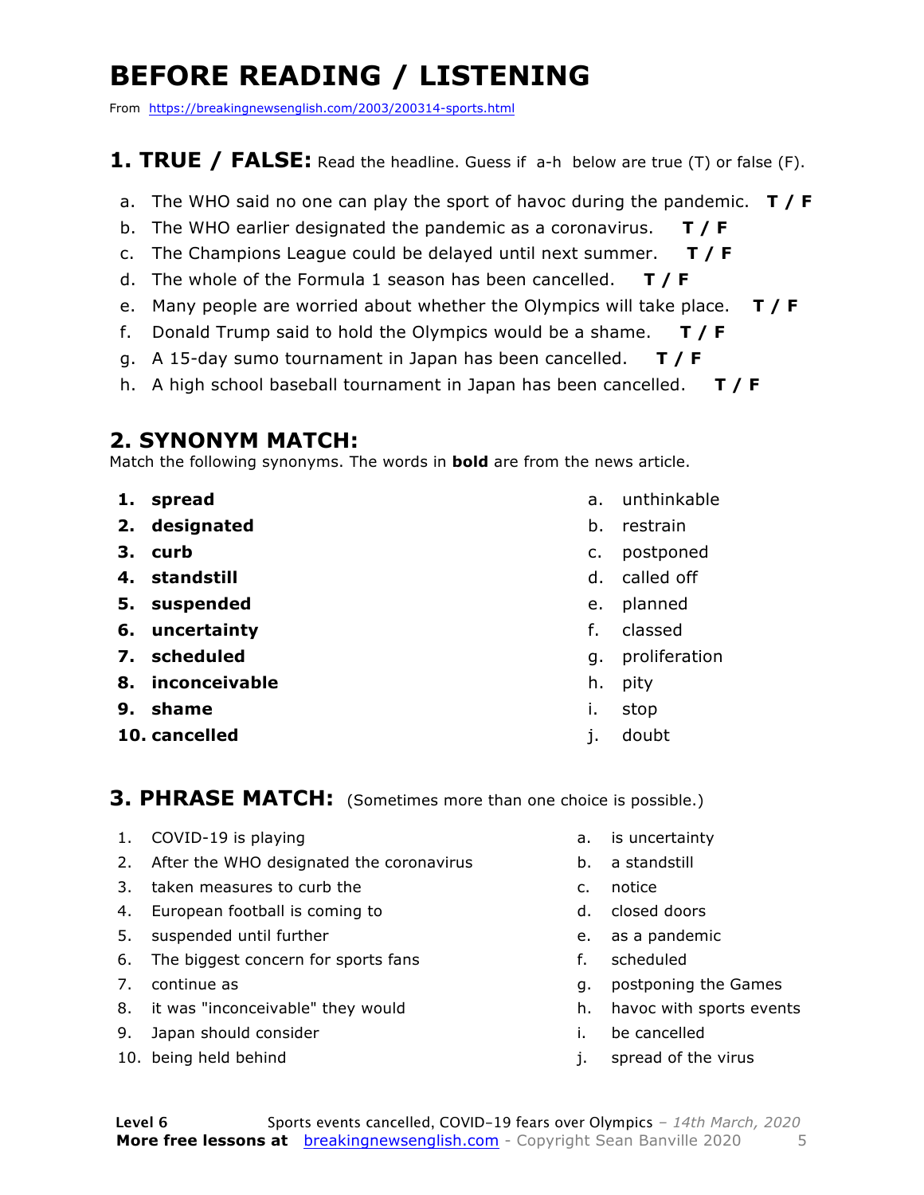# BEFORE READING / LISTENING

From https://breakingnewsenglish.com/2003/200314-sports.html

## 1. TRUE / FALSE: Read the headline. Guess if a-h below are true (T) or false (F).

a. The WHO said no one can play the sport of havoc during the pandemic. **T / F**
b. The WHO earlier designated the pandemic as a coronavirus. **T / F**
c. The Champions League could be delayed until next summer. **T / F**
d. The whole of the Formula 1 season has been cancelled. **T / F**
e. Many people are worried about whether the Olympics will take place. **T / F**
f. Donald Trump said to hold the Olympics would be a shame. **T / F**
g. A 15-day sumo tournament in Japan has been cancelled. **T / F**
h. A high school baseball tournament in Japan has been cancelled. **T / F**

## 2. SYNONYM MATCH:

Match the following synonyms. The words in **bold** are from the news article.

1. **spread**
2. **designated**
3. **curb**
4. **standstill**
5. **suspended**
6. **uncertainty**
7. **scheduled**
8. **inconceivable**
9. **shame**
10. **cancelled**

a. unthinkable
b. restrain
c. postponed
d. called off
e. planned
f. classed
g. proliferation
h. pity
i. stop
j. doubt

## 3. PHRASE MATCH: (Sometimes more than one choice is possible.)

1. COVID-19 is playing
2. After the WHO designated the coronavirus
3. taken measures to curb the
4. European football is coming to
5. suspended until further
6. The biggest concern for sports fans
7. continue as
8. it was "inconceivable" they would
9. Japan should consider
10. being held behind

a. is uncertainty
b. a standstill
c. notice
d. closed doors
e. as a pandemic
f. scheduled
g. postponing the Games
h. havoc with sports events
i. be cancelled
j. spread of the virus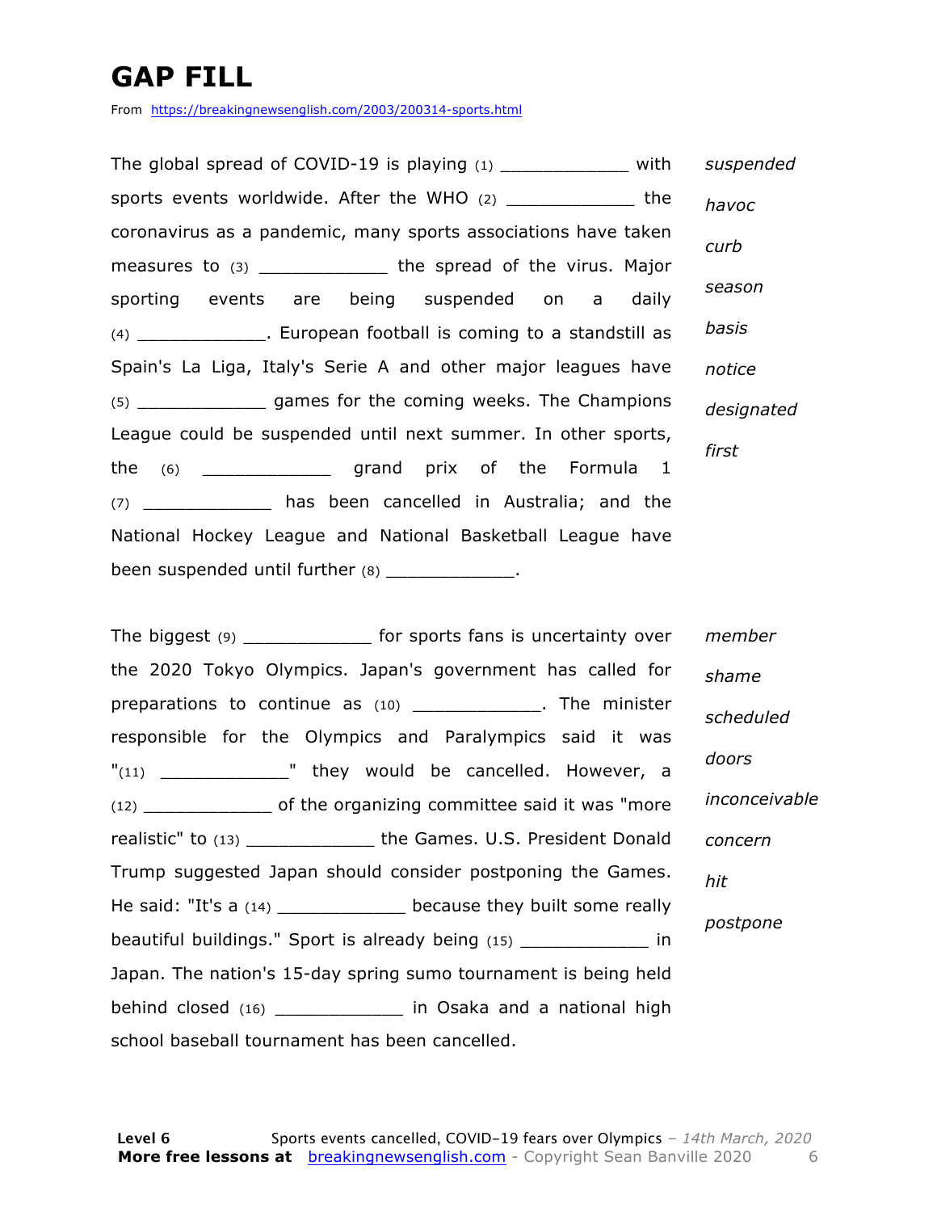# GAP FILL

From https://breakingnewsenglish.com/2003/200314-sports.html

The global spread of COVID-19 is playing (1) ____________ with sports events worldwide. After the WHO (2) ____________ the coronavirus as a pandemic, many sports associations have taken measures to (3) ____________ the spread of the virus. Major sporting events are being suspended on a daily (4) ____________. European football is coming to a standstill as Spain's La Liga, Italy's Serie A and other major leagues have (5) ____________ games for the coming weeks. The Champions League could be suspended until next summer. In other sports, the (6) ____________ grand prix of the Formula 1 (7) ____________ has been cancelled in Australia; and the National Hockey League and National Basketball League have been suspended until further (8) ____________.

*suspended*
*havoc*
*curb*
*season*
*basis*
*notice*
*designated*
*first*

The biggest (9) ____________ for sports fans is uncertainty over the 2020 Tokyo Olympics. Japan's government has called for preparations to continue as (10) ____________. The minister responsible for the Olympics and Paralympics said it was "(11) ____________" they would be cancelled. However, a (12) ____________ of the organizing committee said it was "more realistic" to (13) ____________ the Games. U.S. President Donald Trump suggested Japan should consider postponing the Games. He said: "It's a (14) ____________ because they built some really beautiful buildings." Sport is already being (15) ____________ in Japan. The nation's 15-day spring sumo tournament is being held behind closed (16) ____________ in Osaka and a national high school baseball tournament has been cancelled.

*member*
*shame*
*scheduled*
*doors*
*inconceivable*
*concern*
*hit*
*postpone*

**Level 6** Sports events cancelled, COVID-19 fears over Olympics – 14th March, 2020
**More free lessons at** breakingnewsenglish.com - Copyright Sean Banville 2020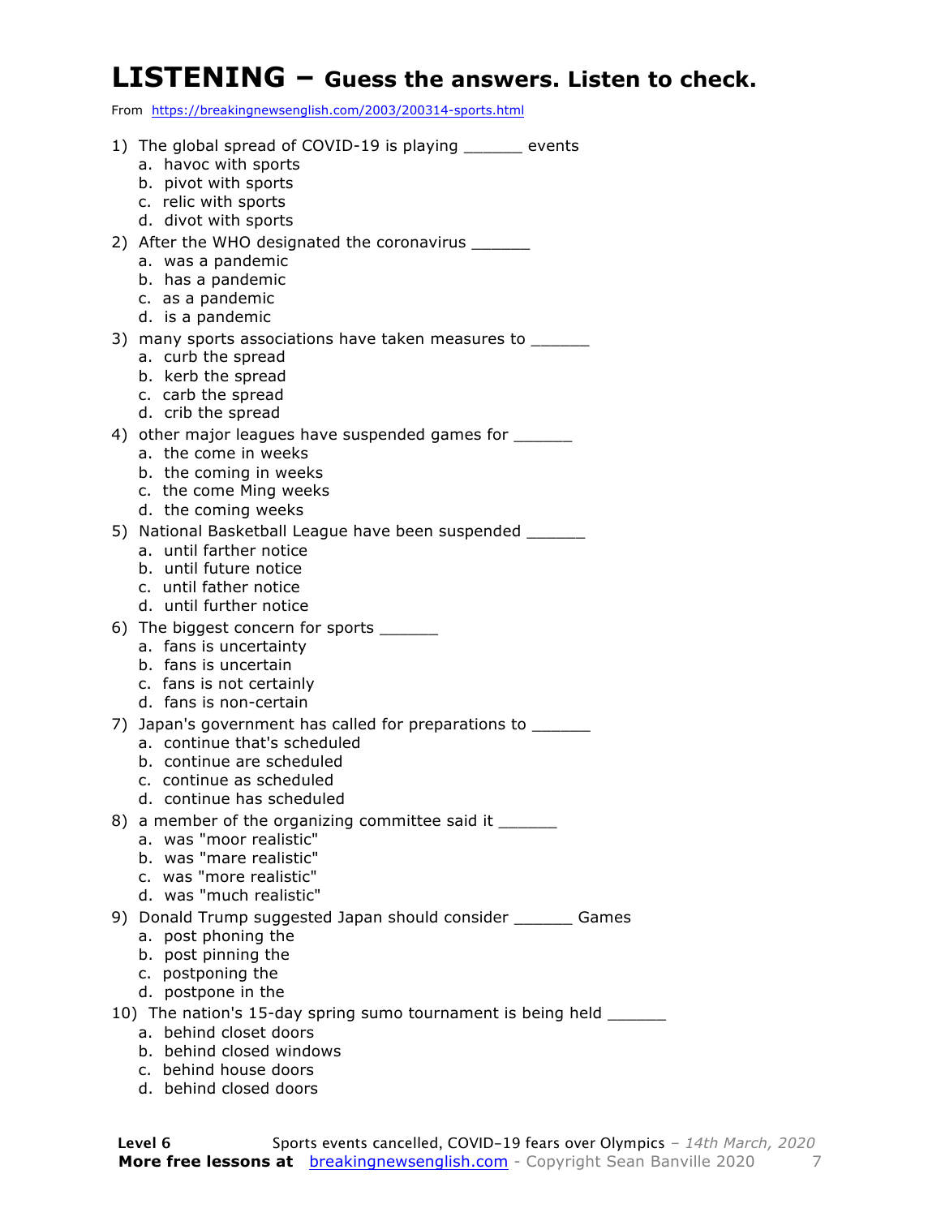# LISTENING – Guess the answers. Listen to check.

From https://breakingnewsenglish.com/2003/200314-sports.html

1) The global spread of COVID-19 is playing ______ events
   a. havoc with sports
   b. pivot with sports
   c. relic with sports
   d. divot with sports
2) After the WHO designated the coronavirus ______
   a. was a pandemic
   b. has a pandemic
   c. as a pandemic
   d. is a pandemic
3) many sports associations have taken measures to ______
   a. curb the spread
   b. kerb the spread
   c. carb the spread
   d. crib the spread
4) other major leagues have suspended games for ______
   a. the come in weeks
   b. the coming in weeks
   c. the come Ming weeks
   d. the coming weeks
5) National Basketball League have been suspended ______
   a. until farther notice
   b. until future notice
   c. until father notice
   d. until further notice
6) The biggest concern for sports ______
   a. fans is uncertainty
   b. fans is uncertain
   c. fans is not certainly
   d. fans is non-certain
7) Japan's government has called for preparations to ______
   a. continue that's scheduled
   b. continue are scheduled
   c. continue as scheduled
   d. continue has scheduled
8) a member of the organizing committee said it ______
   a. was "moor realistic"
   b. was "mare realistic"
   c. was "more realistic"
   d. was "much realistic"
9) Donald Trump suggested Japan should consider ______ Games
   a. post phoning the
   b. post pinning the
   c. postponing the
   d. postpone in the
10) The nation's 15-day spring sumo tournament is being held ______
   a. behind closet doors
   b. behind closed windows
   c. behind house doors
   d. behind closed doors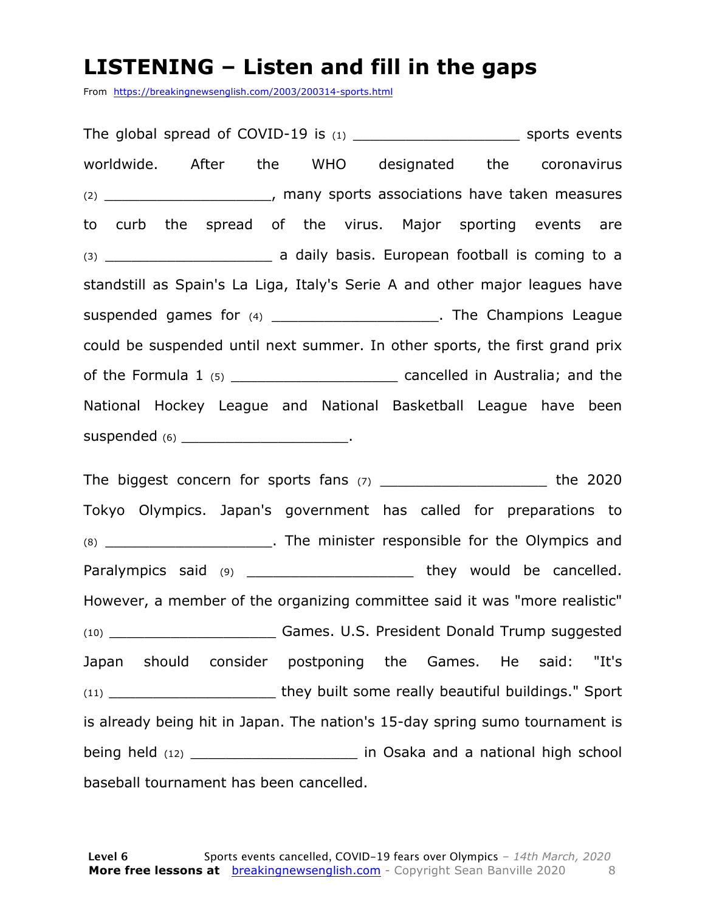# LISTENING – Listen and fill in the gaps

From https://breakingnewsenglish.com/2003/200314-sports.html

The global spread of COVID-19 is (1) ___________________ sports events worldwide. After the WHO designated the coronavirus (2) ___________________, many sports associations have taken measures to curb the spread of the virus. Major sporting events are (3) ___________________ a daily basis. European football is coming to a standstill as Spain's La Liga, Italy's Serie A and other major leagues have suspended games for (4) ___________________. The Champions League could be suspended until next summer. In other sports, the first grand prix of the Formula 1 (5) ___________________ cancelled in Australia; and the National Hockey League and National Basketball League have been suspended (6) ___________________.

The biggest concern for sports fans (7) ___________________ the 2020 Tokyo Olympics. Japan's government has called for preparations to (8) ___________________. The minister responsible for the Olympics and Paralympics said (9) ___________________ they would be cancelled. However, a member of the organizing committee said it was "more realistic" (10) ___________________ Games. U.S. President Donald Trump suggested Japan should consider postponing the Games. He said: "It's (11) ___________________ they built some really beautiful buildings." Sport is already being hit in Japan. The nation's 15-day spring sumo tournament is being held (12) ___________________ in Osaka and a national high school baseball tournament has been cancelled.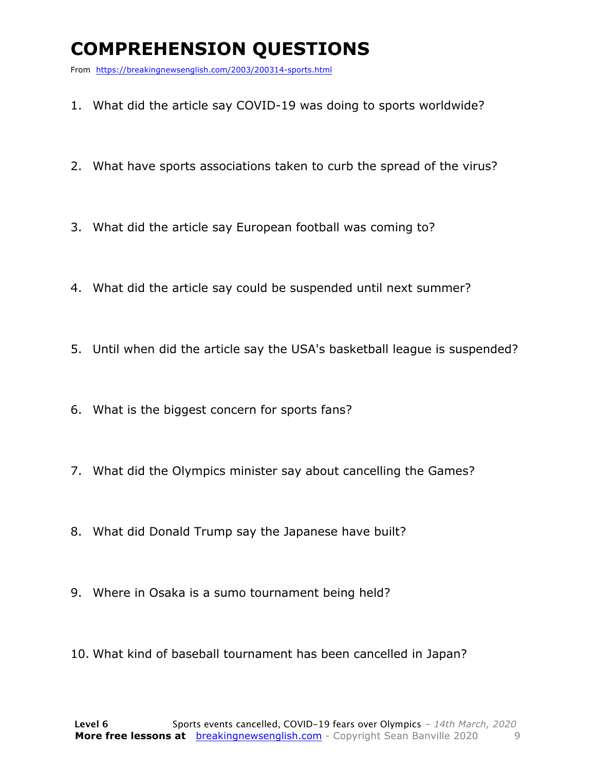# COMPREHENSION QUESTIONS

From https://breakingnewsenglish.com/2003/200314-sports.html

1. What did the article say COVID-19 was doing to sports worldwide?
2. What have sports associations taken to curb the spread of the virus?
3. What did the article say European football was coming to?
4. What did the article say could be suspended until next summer?
5. Until when did the article say the USA's basketball league is suspended?
6. What is the biggest concern for sports fans?
7. What did the Olympics minister say about cancelling the Games?
8. What did Donald Trump say the Japanese have built?
9. Where in Osaka is a sumo tournament being held?
10. What kind of baseball tournament has been cancelled in Japan?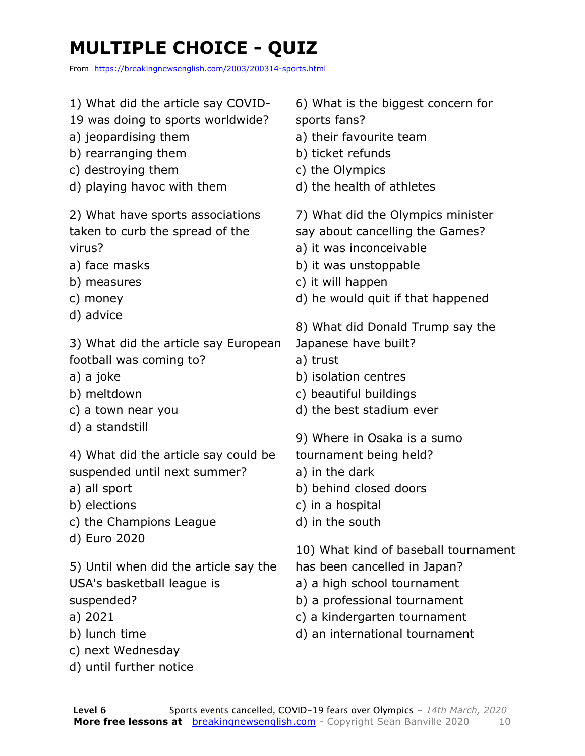# MULTIPLE CHOICE - QUIZ

From https://breakingnewsenglish.com/2003/200314-sports.html

1) What did the article say COVID-19 was doing to sports worldwide?
a) jeopardising them
b) rearranging them
c) destroying them
d) playing havoc with them

2) What have sports associations taken to curb the spread of the virus?
a) face masks
b) measures
c) money
d) advice

3) What did the article say European football was coming to?
a) a joke
b) meltdown
c) a town near you
d) a standstill

4) What did the article say could be suspended until next summer?
a) all sport
b) elections
c) the Champions League
d) Euro 2020

5) Until when did the article say the USA's basketball league is suspended?
a) 2021
b) lunch time
c) next Wednesday
d) until further notice

6) What is the biggest concern for sports fans?
a) their favourite team
b) ticket refunds
c) the Olympics
d) the health of athletes

7) What did the Olympics minister say about cancelling the Games?
a) it was inconceivable
b) it was unstoppable
c) it will happen
d) he would quit if that happened

8) What did Donald Trump say the Japanese have built?
a) trust
b) isolation centres
c) beautiful buildings
d) the best stadium ever

9) Where in Osaka is a sumo tournament being held?
a) in the dark
b) behind closed doors
c) in a hospital
d) in the south

10) What kind of baseball tournament has been cancelled in Japan?
a) a high school tournament
b) a professional tournament
c) a kindergarten tournament
d) an international tournament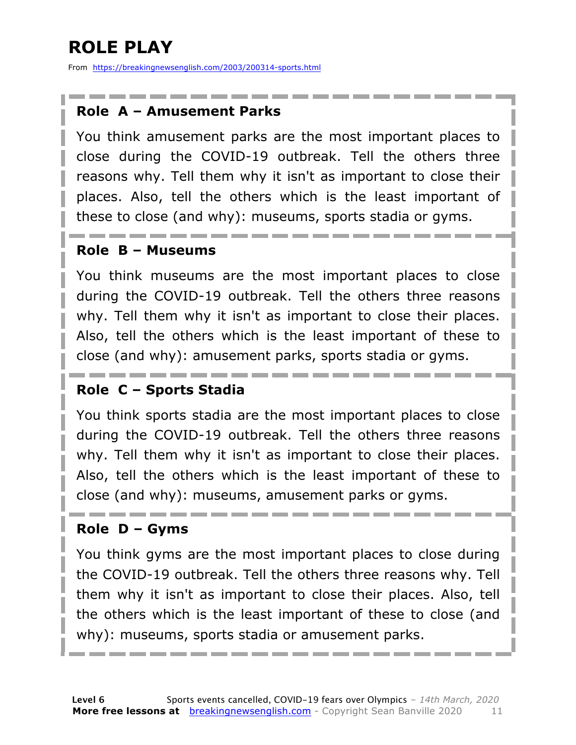# ROLE PLAY

From https://breakingnewsenglish.com/2003/200314-sports.html

**Role A – Amusement Parks**

You think amusement parks are the most important places to close during the COVID-19 outbreak. Tell the others three reasons why. Tell them why it isn't as important to close their places. Also, tell the others which is the least important of these to close (and why): museums, sports stadia or gyms.

**Role B – Museums**

You think museums are the most important places to close during the COVID-19 outbreak. Tell the others three reasons why. Tell them why it isn't as important to close their places. Also, tell the others which is the least important of these to close (and why): amusement parks, sports stadia or gyms.

**Role C – Sports Stadia**

You think sports stadia are the most important places to close during the COVID-19 outbreak. Tell the others three reasons why. Tell them why it isn't as important to close their places. Also, tell the others which is the least important of these to close (and why): museums, amusement parks or gyms.

**Role D – Gyms**

You think gyms are the most important places to close during the COVID-19 outbreak. Tell the others three reasons why. Tell them why it isn't as important to close their places. Also, tell the others which is the least important of these to close (and why): museums, sports stadia or amusement parks.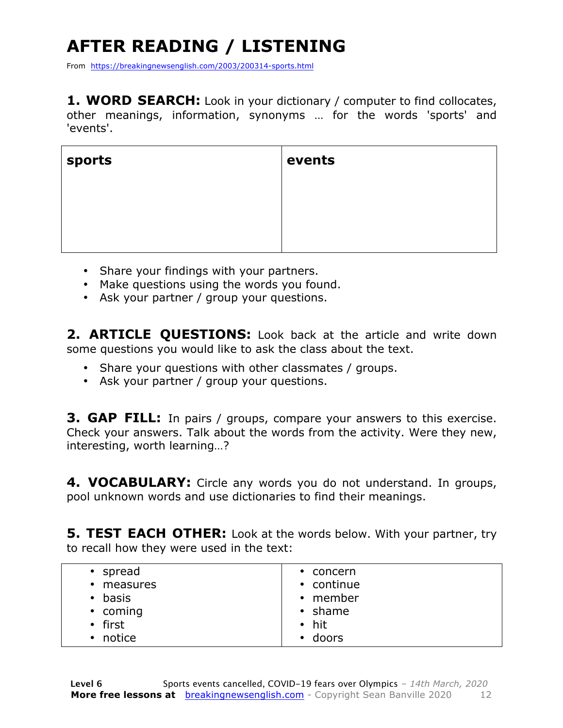# AFTER READING / LISTENING

From https://breakingnewsenglish.com/2003/200314-sports.html

**1. WORD SEARCH:** Look in your dictionary / computer to find collocates, other meanings, information, synonyms … for the words 'sports' and 'events'.

| **sports** | **events** |
|---|---|
| | |

- Share your findings with your partners.
- Make questions using the words you found.
- Ask your partner / group your questions.

**2. ARTICLE QUESTIONS:** Look back at the article and write down some questions you would like to ask the class about the text.

- Share your questions with other classmates / groups.
- Ask your partner / group your questions.

**3. GAP FILL:** In pairs / groups, compare your answers to this exercise. Check your answers. Talk about the words from the activity. Were they new, interesting, worth learning…?

**4. VOCABULARY:** Circle any words you do not understand. In groups, pool unknown words and use dictionaries to find their meanings.

**5. TEST EACH OTHER:** Look at the words below. With your partner, try to recall how they were used in the text:

| | |
|---|---|
| • spread<br>• measures<br>• basis<br>• coming<br>• first<br>• notice | • concern<br>• continue<br>• member<br>• shame<br>• hit<br>• doors |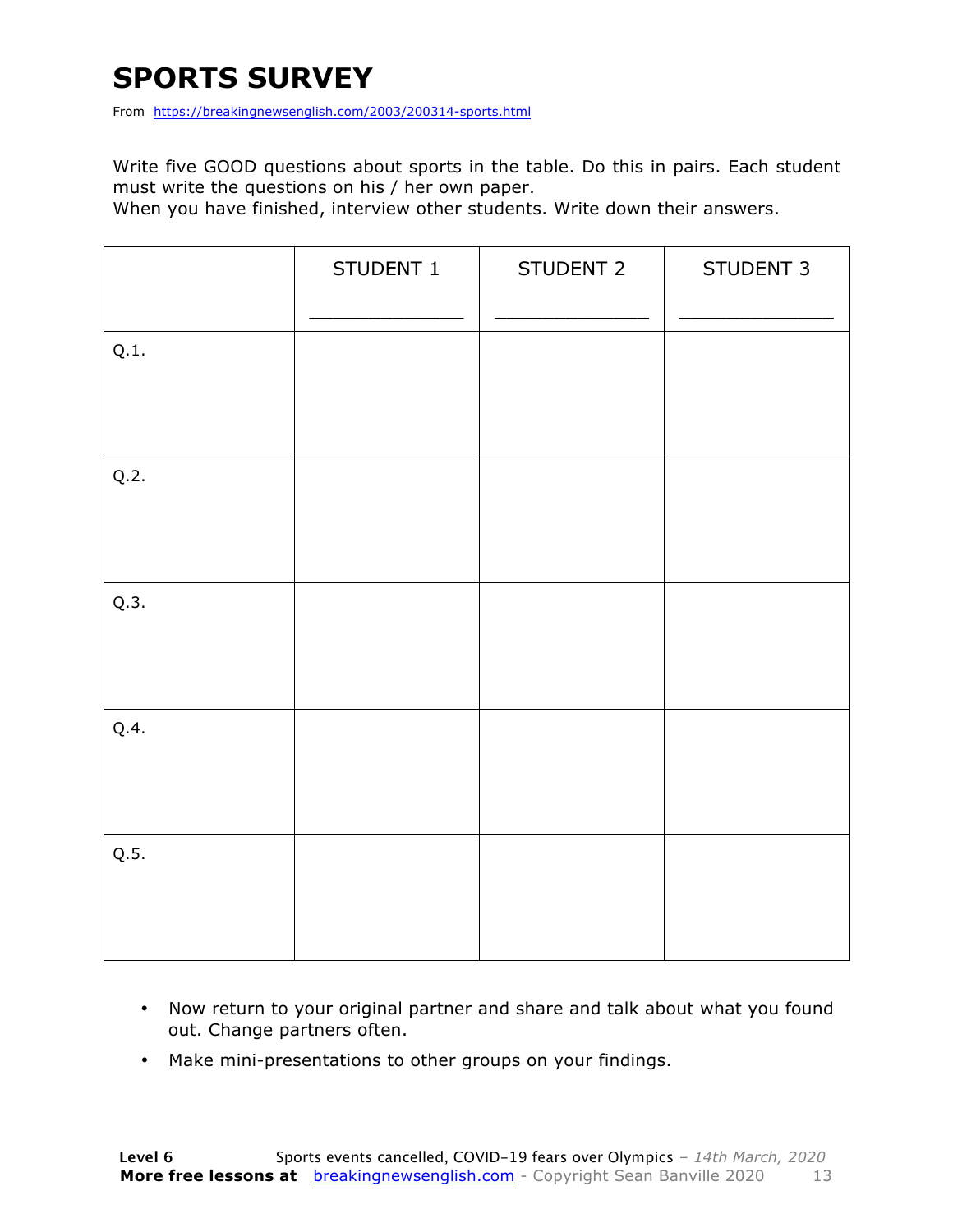# SPORTS SURVEY

From https://breakingnewsenglish.com/2003/200314-sports.html

Write five GOOD questions about sports in the table. Do this in pairs. Each student must write the questions on his / her own paper.
When you have finished, interview other students. Write down their answers.

| | STUDENT 1<br>_____________ | STUDENT 2<br>_____________ | STUDENT 3<br>_____________ |
|---|---|---|---|
| Q.1. | | | |
| Q.2. | | | |
| Q.3. | | | |
| Q.4. | | | |
| Q.5. | | | |

- Now return to your original partner and share and talk about what you found out. Change partners often.
- Make mini-presentations to other groups on your findings.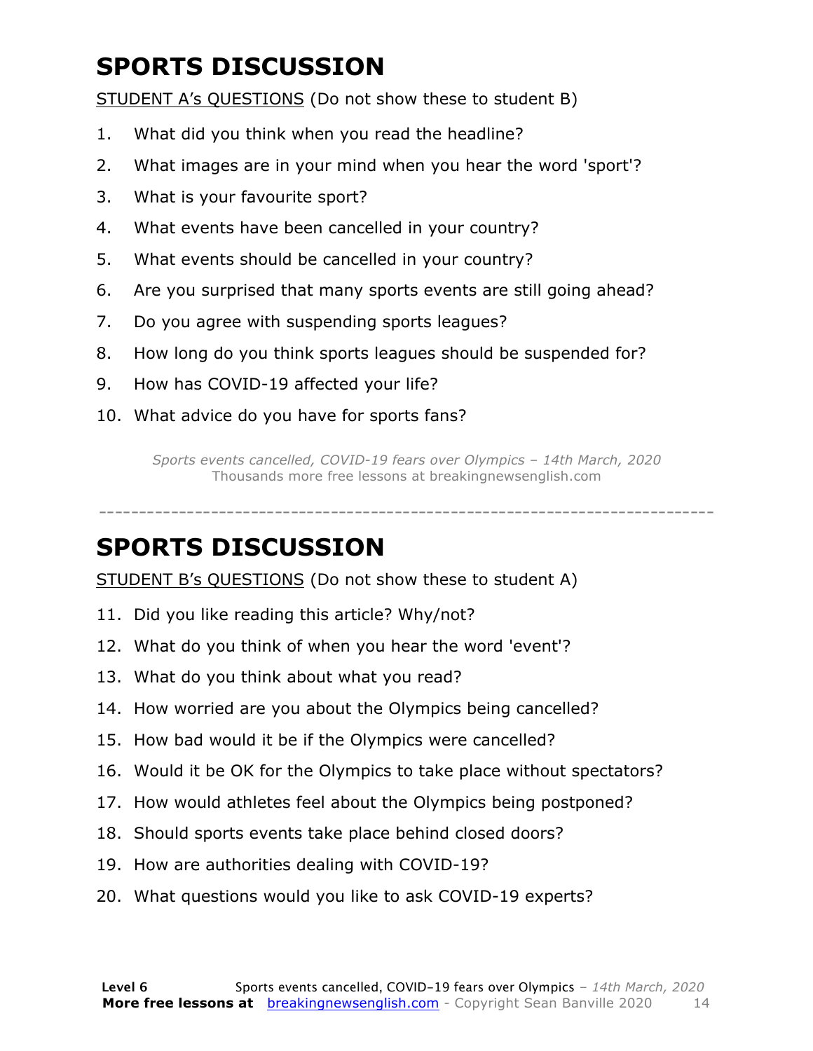# SPORTS DISCUSSION

STUDENT A's QUESTIONS (Do not show these to student B)

1. What did you think when you read the headline?
2. What images are in your mind when you hear the word 'sport'?
3. What is your favourite sport?
4. What events have been cancelled in your country?
5. What events should be cancelled in your country?
6. Are you surprised that many sports events are still going ahead?
7. Do you agree with suspending sports leagues?
8. How long do you think sports leagues should be suspended for?
9. How has COVID-19 affected your life?
10. What advice do you have for sports fans?

*Sports events cancelled, COVID-19 fears over Olympics – 14th March, 2020*
Thousands more free lessons at breakingnewsenglish.com

---

# SPORTS DISCUSSION

STUDENT B's QUESTIONS (Do not show these to student A)

11. Did you like reading this article? Why/not?
12. What do you think of when you hear the word 'event'?
13. What do you think about what you read?
14. How worried are you about the Olympics being cancelled?
15. How bad would it be if the Olympics were cancelled?
16. Would it be OK for the Olympics to take place without spectators?
17. How would athletes feel about the Olympics being postponed?
18. Should sports events take place behind closed doors?
19. How are authorities dealing with COVID-19?
20. What questions would you like to ask COVID-19 experts?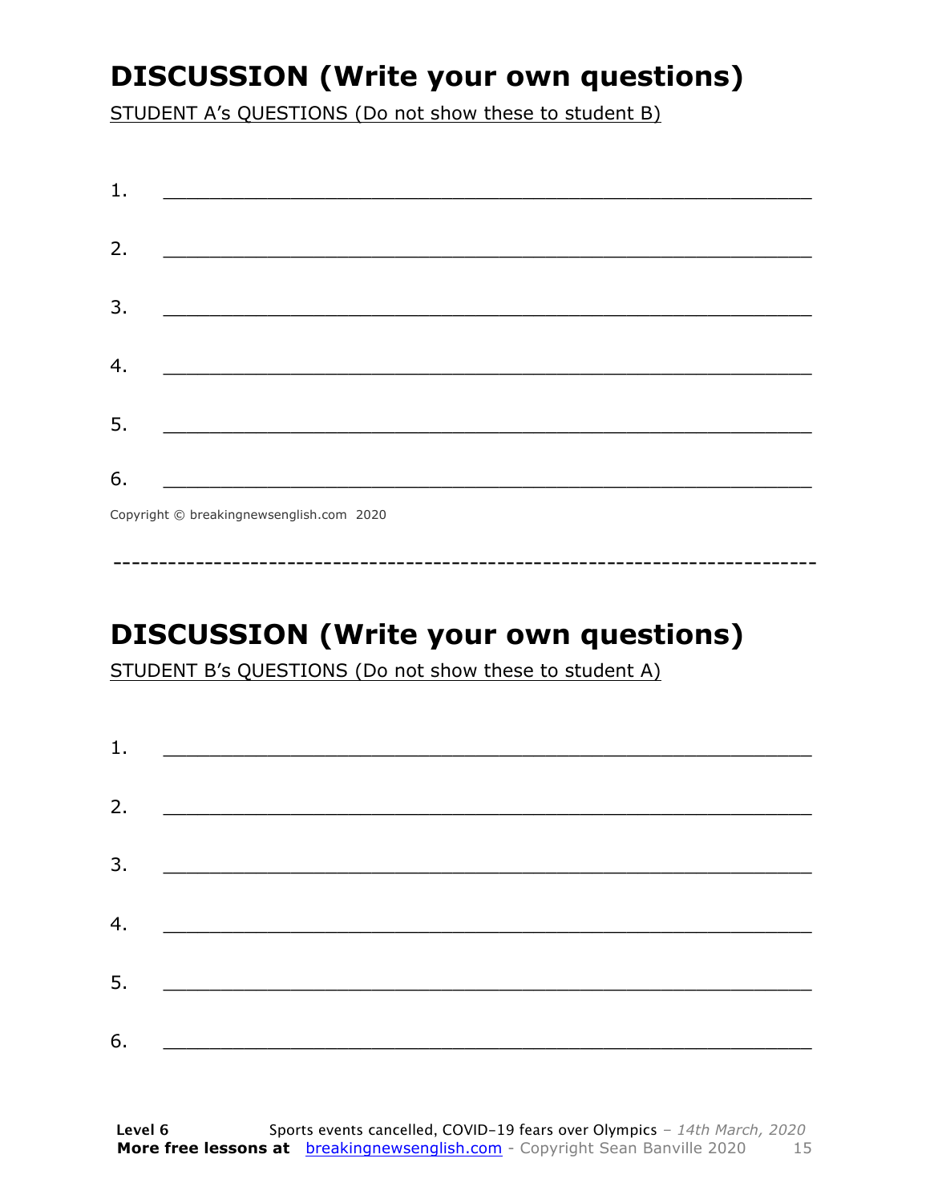## DISCUSSION (Write your own questions)

STUDENT A's QUESTIONS (Do not show these to student B)

1. ___________________________________________________________

2. ___________________________________________________________

3. ___________________________________________________________

4. ___________________________________________________________

5. ___________________________________________________________

6. ___________________________________________________________

Copyright © breakingnewsenglish.com 2020

---

## DISCUSSION (Write your own questions)

STUDENT B's QUESTIONS (Do not show these to student A)

1. ___________________________________________________________

2. ___________________________________________________________

3. ___________________________________________________________

4. ___________________________________________________________

5. ___________________________________________________________

6. ___________________________________________________________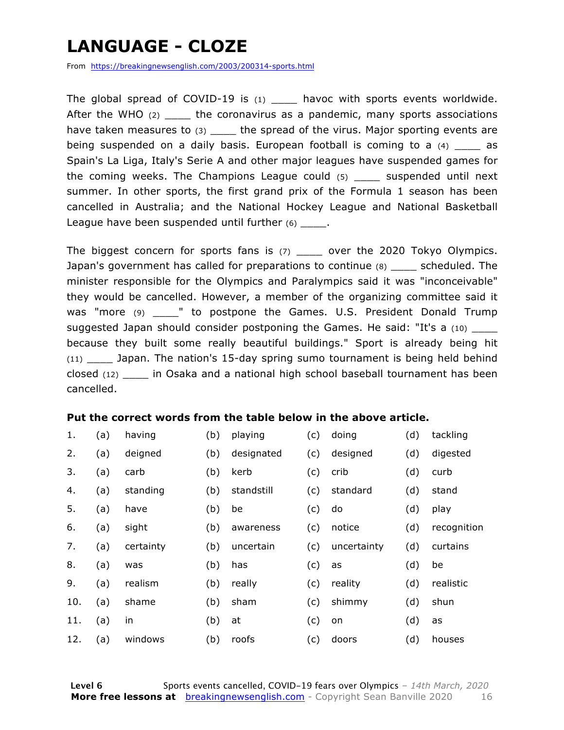# LANGUAGE - CLOZE

From https://breakingnewsenglish.com/2003/200314-sports.html

The global spread of COVID-19 is (1) ____ havoc with sports events worldwide. After the WHO (2) ____ the coronavirus as a pandemic, many sports associations have taken measures to (3) ____ the spread of the virus. Major sporting events are being suspended on a daily basis. European football is coming to a (4) ____ as Spain's La Liga, Italy's Serie A and other major leagues have suspended games for the coming weeks. The Champions League could (5) ____ suspended until next summer. In other sports, the first grand prix of the Formula 1 season has been cancelled in Australia; and the National Hockey League and National Basketball League have been suspended until further (6) ____.

The biggest concern for sports fans is (7) ____ over the 2020 Tokyo Olympics. Japan's government has called for preparations to continue (8) ____ scheduled. The minister responsible for the Olympics and Paralympics said it was "inconceivable" they would be cancelled. However, a member of the organizing committee said it was "more (9) ____" to postpone the Games. U.S. President Donald Trump suggested Japan should consider postponing the Games. He said: "It's a (10) ____ because they built some really beautiful buildings." Sport is already being hit (11) ____ Japan. The nation's 15-day spring sumo tournament is being held behind closed (12) ____ in Osaka and a national high school baseball tournament has been cancelled.

**Put the correct words from the table below in the above article.**

| | | | | | | | | |
|---|---|---|---|---|---|---|---|---|
| 1. | (a) | having | (b) | playing | (c) | doing | (d) | tackling |
| 2. | (a) | deigned | (b) | designated | (c) | designed | (d) | digested |
| 3. | (a) | carb | (b) | kerb | (c) | crib | (d) | curb |
| 4. | (a) | standing | (b) | standstill | (c) | standard | (d) | stand |
| 5. | (a) | have | (b) | be | (c) | do | (d) | play |
| 6. | (a) | sight | (b) | awareness | (c) | notice | (d) | recognition |
| 7. | (a) | certainty | (b) | uncertain | (c) | uncertainty | (d) | curtains |
| 8. | (a) | was | (b) | has | (c) | as | (d) | be |
| 9. | (a) | realism | (b) | really | (c) | reality | (d) | realistic |
| 10. | (a) | shame | (b) | sham | (c) | shimmy | (d) | shun |
| 11. | (a) | in | (b) | at | (c) | on | (d) | as |
| 12. | (a) | windows | (b) | roofs | (c) | doors | (d) | houses |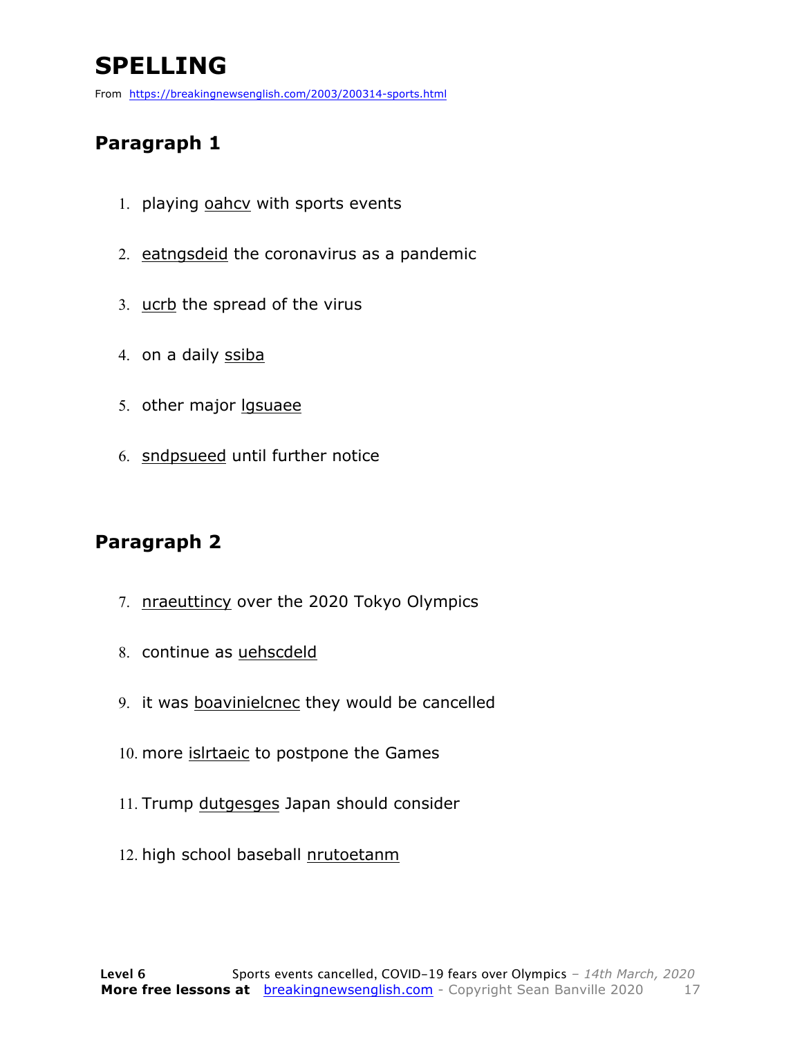# SPELLING

From https://breakingnewsenglish.com/2003/200314-sports.html

## Paragraph 1

1. playing oahcv with sports events
2. eatngsdeid the coronavirus as a pandemic
3. ucrb the spread of the virus
4. on a daily ssiba
5. other major lgsuaee
6. sndpsueed until further notice

## Paragraph 2

7. nraeuttincy over the 2020 Tokyo Olympics
8. continue as uehscdeld
9. it was boavinielcnec they would be cancelled
10. more islrtaeic to postpone the Games
11. Trump dutgesges Japan should consider
12. high school baseball nrutoetanm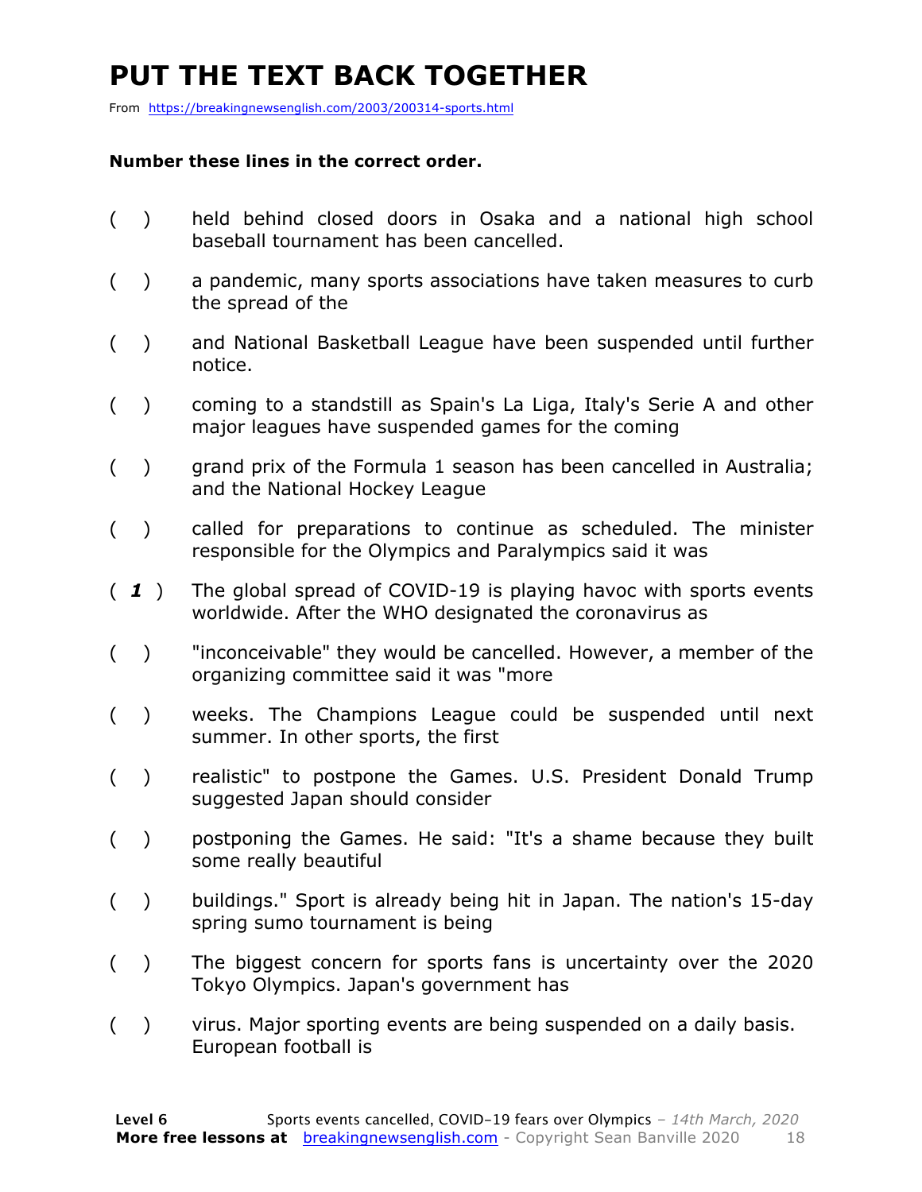# PUT THE TEXT BACK TOGETHER

From https://breakingnewsenglish.com/2003/200314-sports.html

**Number these lines in the correct order.**

( ) held behind closed doors in Osaka and a national high school baseball tournament has been cancelled.

( ) a pandemic, many sports associations have taken measures to curb the spread of the

( ) and National Basketball League have been suspended until further notice.

( ) coming to a standstill as Spain's La Liga, Italy's Serie A and other major leagues have suspended games for the coming

( ) grand prix of the Formula 1 season has been cancelled in Australia; and the National Hockey League

( ) called for preparations to continue as scheduled. The minister responsible for the Olympics and Paralympics said it was

( ***1*** ) The global spread of COVID-19 is playing havoc with sports events worldwide. After the WHO designated the coronavirus as

( ) "inconceivable" they would be cancelled. However, a member of the organizing committee said it was "more

( ) weeks. The Champions League could be suspended until next summer. In other sports, the first

( ) realistic" to postpone the Games. U.S. President Donald Trump suggested Japan should consider

( ) postponing the Games. He said: "It's a shame because they built some really beautiful

( ) buildings." Sport is already being hit in Japan. The nation's 15-day spring sumo tournament is being

( ) The biggest concern for sports fans is uncertainty over the 2020 Tokyo Olympics. Japan's government has

( ) virus. Major sporting events are being suspended on a daily basis. European football is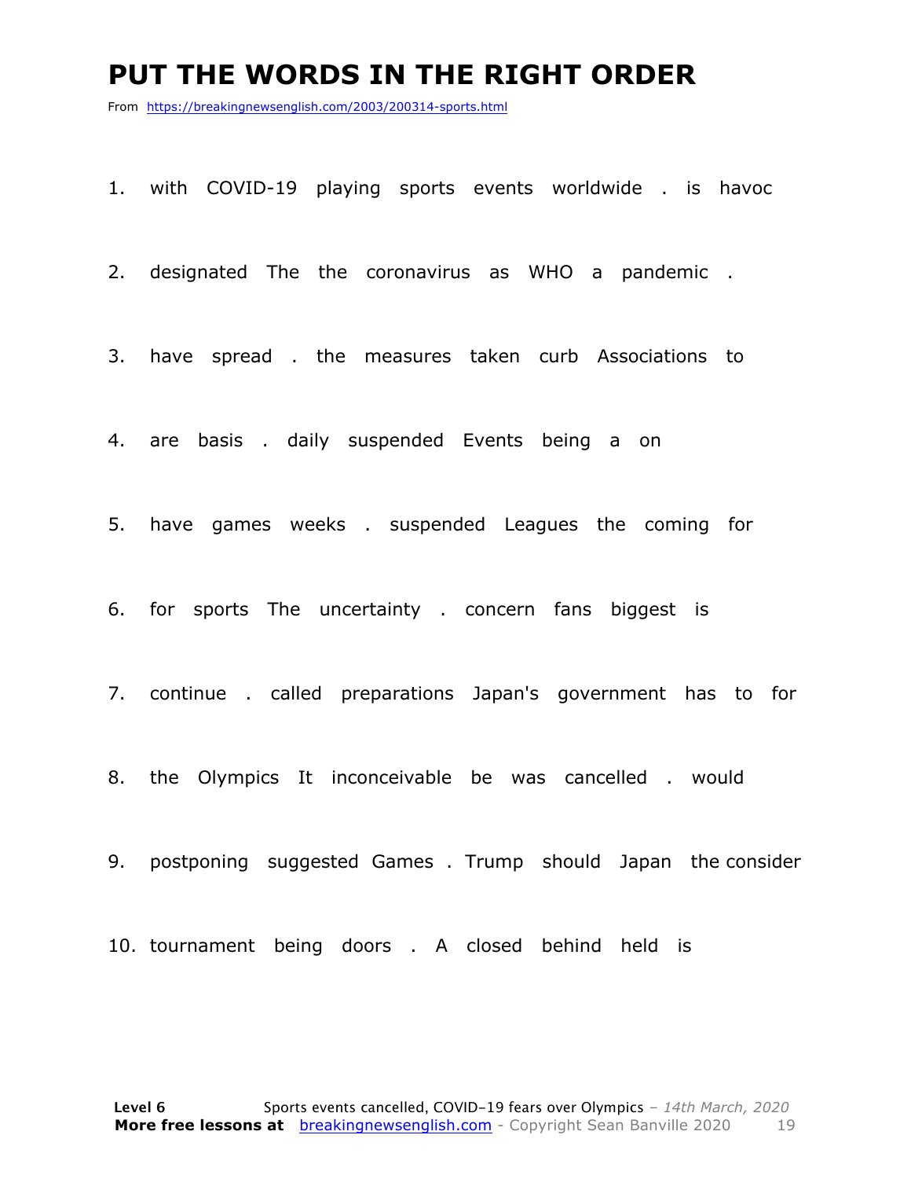# PUT THE WORDS IN THE RIGHT ORDER

From https://breakingnewsenglish.com/2003/200314-sports.html

1. with COVID-19 playing sports events worldwide . is havoc

2. designated The the coronavirus as WHO a pandemic .

3. have spread . the measures taken curb Associations to

4. are basis . daily suspended Events being a on

5. have games weeks . suspended Leagues the coming for

6. for sports The uncertainty . concern fans biggest is

7. continue . called preparations Japan's government has to for

8. the Olympics It inconceivable be was cancelled . would

9. postponing suggested Games . Trump should Japan the consider

10. tournament being doors . A closed behind held is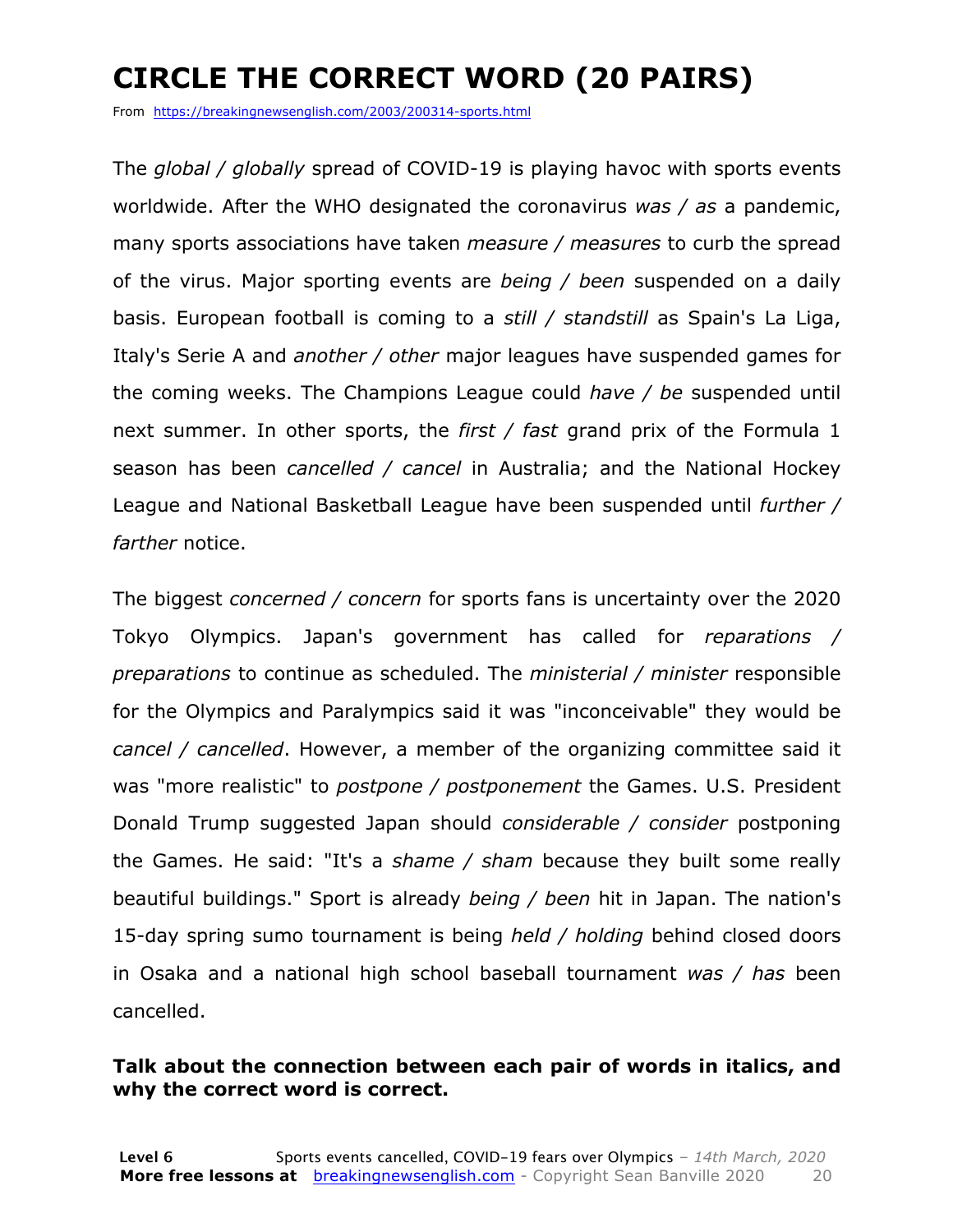# CIRCLE THE CORRECT WORD (20 PAIRS)

From https://breakingnewsenglish.com/2003/200314-sports.html

The *global / globally* spread of COVID-19 is playing havoc with sports events worldwide. After the WHO designated the coronavirus *was / as* a pandemic, many sports associations have taken *measure / measures* to curb the spread of the virus. Major sporting events are *being / been* suspended on a daily basis. European football is coming to a *still / standstill* as Spain's La Liga, Italy's Serie A and *another / other* major leagues have suspended games for the coming weeks. The Champions League could *have / be* suspended until next summer. In other sports, the *first / fast* grand prix of the Formula 1 season has been *cancelled / cancel* in Australia; and the National Hockey League and National Basketball League have been suspended until *further / farther* notice.

The biggest *concerned / concern* for sports fans is uncertainty over the 2020 Tokyo Olympics. Japan's government has called for *reparations / preparations* to continue as scheduled. The *ministerial / minister* responsible for the Olympics and Paralympics said it was "inconceivable" they would be *cancel / cancelled*. However, a member of the organizing committee said it was "more realistic" to *postpone / postponement* the Games. U.S. President Donald Trump suggested Japan should *considerable / consider* postponing the Games. He said: "It's a *shame / sham* because they built some really beautiful buildings." Sport is already *being / been* hit in Japan. The nation's 15-day spring sumo tournament is being *held / holding* behind closed doors in Osaka and a national high school baseball tournament *was / has* been cancelled.

**Talk about the connection between each pair of words in italics, and why the correct word is correct.**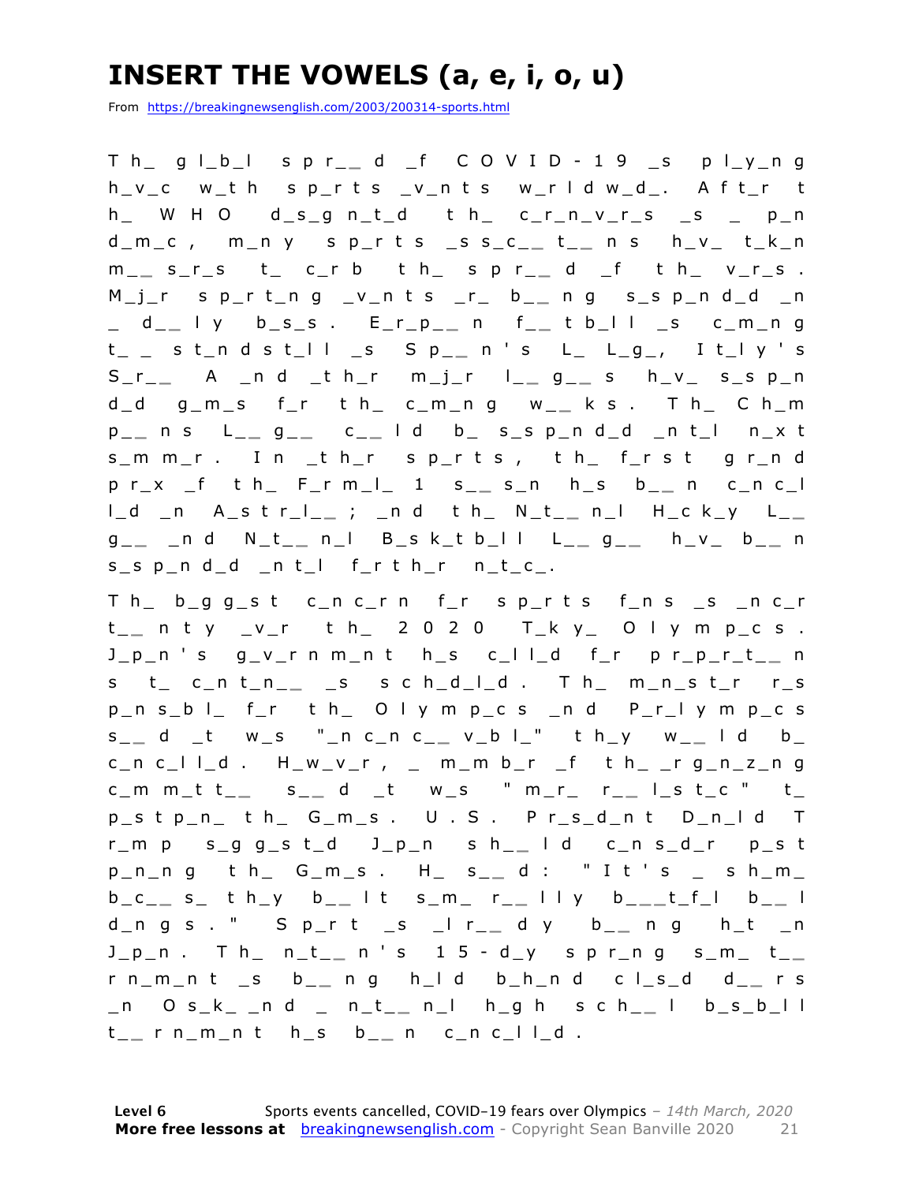# INSERT THE VOWELS (a, e, i, o, u)

From https://breakingnewsenglish.com/2003/200314-sports.html

T h_ g l_b_l s p r_ _ d _f C O V I D - 1 9 _s p l_y_n g h_v_c w_t h s p_r t s _v_n t s w_r l d w_d_. A f t_r t h_ W H O d_s_g n_t_d t h_ c_r_n_v_r_s _s _ p_n d_m_c , m_n y s p_r t s _s s_c_ _ t_ _ n s h_v_ t_k_n m_ _ s_r_s t_ c_r b t h_ s p r_ _ d _f t h_ v_r_s . M_j_r s p_r t_n g _v_n t s _r_ b_ _ n g s_s p_n d_d _n _ d_ _ l y b_s_s . E_r_p_ _ n f_ _ t b_l l _s c_m_n g t_ _ s t_n d s t_l l _s S p_ _ n ' s L_ L_g_, I t_l y ' s S_r_ _ A _n d _t h_r m_j_r l_ _ g_ _ s h_v_ s_s p_n d_d g_m_s f_r t h_ c_m_n g w_ _ k s . T h_ C h_m p_ _ n s L_ _ g_ _ c_ _ l d b_ s_s p_n d_d _n t_l n_x t s_m m_r . I n _t h_r s p_r t s , t h_ f_r s t g r_n d p r_x _f t h_ F_r m_l_ 1 s_ _ s_n h_s b_ _ n c_n c_l l_d _n A_s t r_l_ _ ; _n d t h_ N_t_ _ n_l H_c k_y L_ _ g_ _ _n d N_t_ _ n_l B_s k_t b_l l L_ _ g_ _ h_v_ b_ _ n s_s p_n d_d _n t_l f_r t h_r n_t_c_.

T h_ b_g g_s t c_n c_r n f_r s p_r t s f_n s _s _n c_r t_ _ n t y _v_r t h_ 2 0 2 0 T_k y_ O l y m p_c s . J_p_n ' s g_v_r n m_n t h_s c_l l_d f_r p r_p_r_t_ _ n s t_ c_n t_n_ _ _s s c h_d_l_d . T h_ m_n_s t_r r_s p_n s_b l_ f_r t h_ O l y m p_c s _n d P_r_l y m p_c s s_ _ d _t w_s "_n c_n c_ _ v_b l_" t h_y w_ _ l d b_ c_n c_l l_d . H_w_v_r , _ m_m b_r _f t h_ _r g_n_z_n g c_m m_t t_ _ s_ _ d _t w_s " m_r_ r_ _ l_s t_c " t_ p_s t p_n_ t h_ G_m_s . U . S . P r_s_d_n t D_n_l d T r_m p s_g g_s t_d J_p_n s h_ _ l d c_n s_d_r p_s t p_n_n g t h_ G_m_s . H_ s_ _ d : " I t ' s _ s h_m_ b_c_ _ s_ t h_y b_ _ l t s_m_ r_ _ l l y b_ _ _t_f_l b_ _ l d_n g s . " S p_r t _s _l r_ _ d y b_ _ n g h_t _n J_p_n . T h_ n_t_ _ n ' s 1 5 - d_y s p r_n g s_m_ t_ _ r n_m_n t _s b_ _ n g h_l d b_h_n d c l_s_d d_ _ r s _n O s_k_ _n d _ n_t_ _ n_l h_g h s c h_ _ l b_s_b_l l t_ _ r n_m_n t h_s b_ _ n c_n c_l l_d .

**Level 6** Sports events cancelled, COVID-19 fears over Olympics – *14th March, 2020*
**More free lessons at** breakingnewsenglish.com - Copyright Sean Banville 2020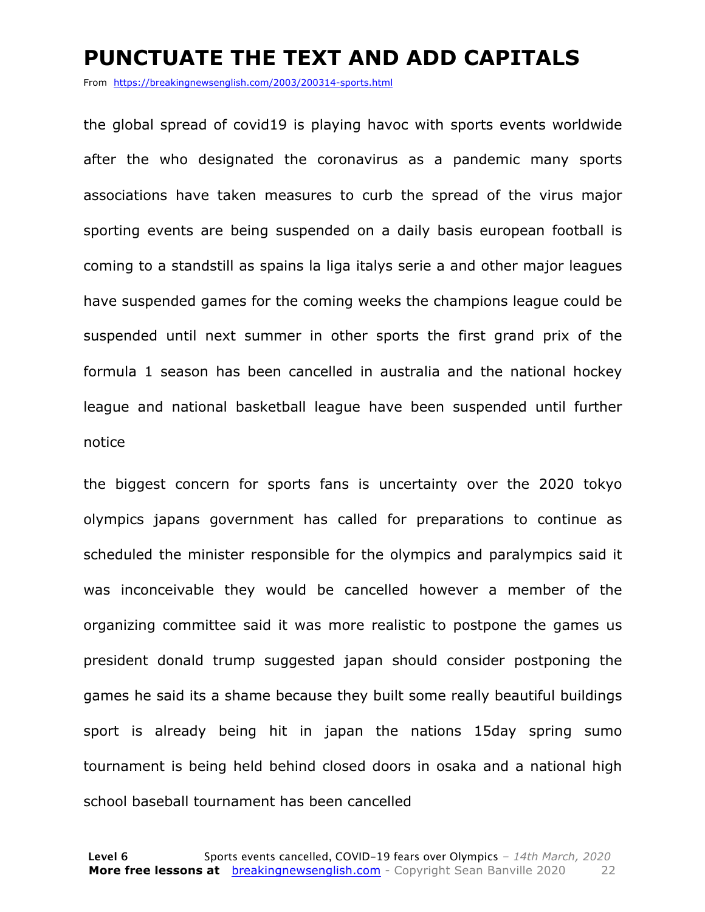# PUNCTUATE THE TEXT AND ADD CAPITALS

From https://breakingnewsenglish.com/2003/200314-sports.html

the global spread of covid19 is playing havoc with sports events worldwide after the who designated the coronavirus as a pandemic many sports associations have taken measures to curb the spread of the virus major sporting events are being suspended on a daily basis european football is coming to a standstill as spains la liga italys serie a and other major leagues have suspended games for the coming weeks the champions league could be suspended until next summer in other sports the first grand prix of the formula 1 season has been cancelled in australia and the national hockey league and national basketball league have been suspended until further notice

the biggest concern for sports fans is uncertainty over the 2020 tokyo olympics japans government has called for preparations to continue as scheduled the minister responsible for the olympics and paralympics said it was inconceivable they would be cancelled however a member of the organizing committee said it was more realistic to postpone the games us president donald trump suggested japan should consider postponing the games he said its a shame because they built some really beautiful buildings sport is already being hit in japan the nations 15day spring sumo tournament is being held behind closed doors in osaka and a national high school baseball tournament has been cancelled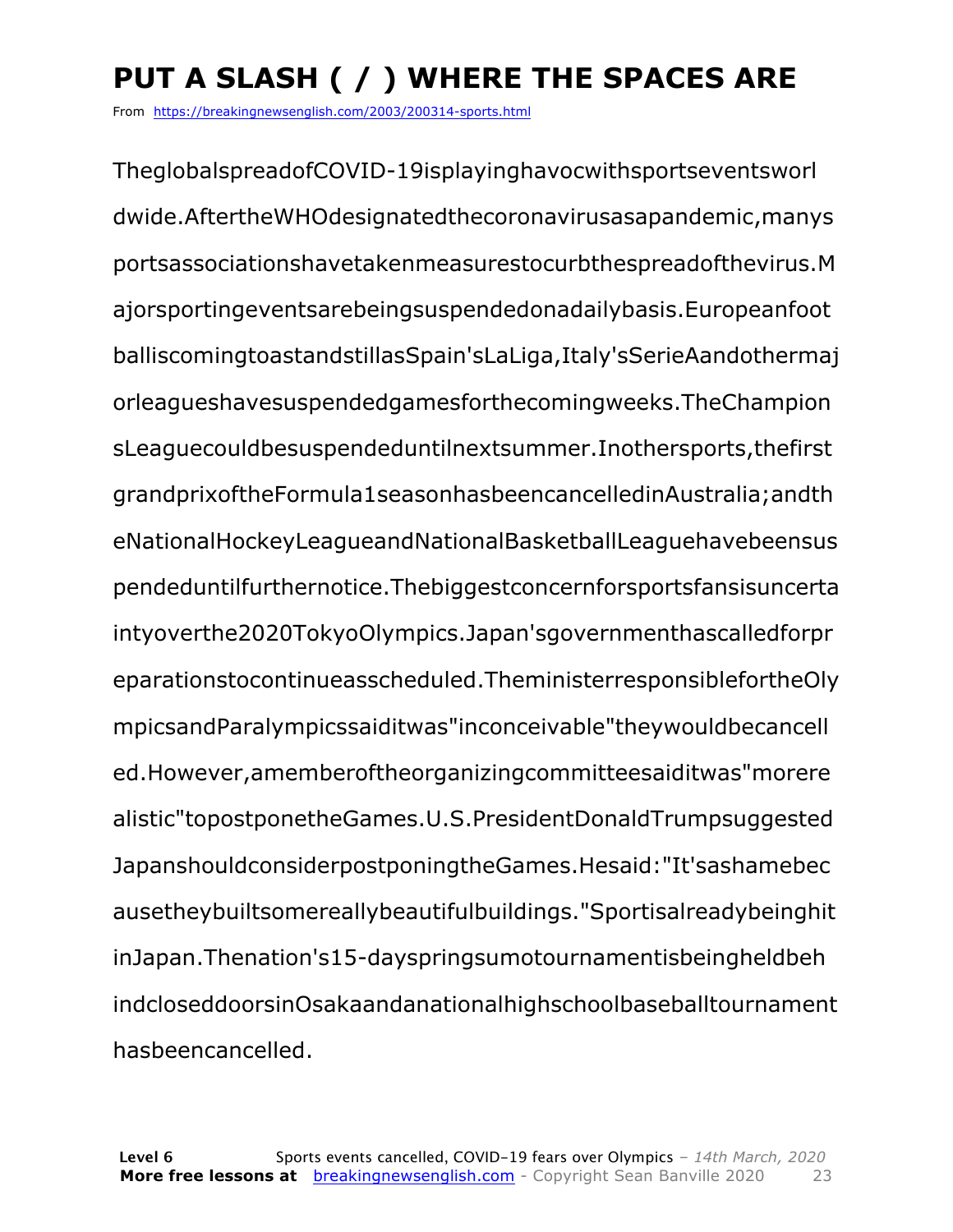# PUT A SLASH ( / ) WHERE THE SPACES ARE

From https://breakingnewsenglish.com/2003/200314-sports.html

TheglobalspreadofCOVID-19isplayinghavocwithsportseventsworl
dwide.AftertheWHOdesignatedthecoronavirusasapandemic,manys
portsassociationshavetakenmeasurestocurbthespreadofthevirus.M
ajorsportingeventsarebeingsuspendedonadailybasis.Europeanfoot
balliscomingtoastandstillasSpain'sLaLiga,Italy'sSerieAandothermaj
orleagueshavesuspendedgamesforthecomingweeks.TheChampion
sLeaguecouldbesuspendeduntilnextsummer.Inothersports,thefirst
grandprixoftheFormula1seasonhasbeencancelledinAustralia;andth
eNationalHockeyLeagueandNationalBasketballLeaguehavebeensus
pendeduntilfurthernotice.Thebiggestconcernforsportsfansisuncerta
intyoverthe2020TokyoOlympics.Japan'sgovernmenthascalledforpr
eparationstocontinueasscheduled.TheministerresponsiblefortheOly
mpicsandParalympicssaiditwas"inconceivable"theywouldbecancell
ed.However,amemberoftheorganizingcommitteesaiditwas"morere
alistic"topostponetheGames.U.S.PresidentDonaldTrumpsuggested
JapanshouldconsiderpostponingtheGames.Hesaid:"It'sashamebec
ausetheybuiltsomereallybeautifulbuildings."Sportisalreadybeinghit
inJapan.Thenation's15-dayspringsumotournamentisbeingheldbeh
indcloseddoorsinOsakaandanationalhighschoolbaseballtournament
hasbeencancelled.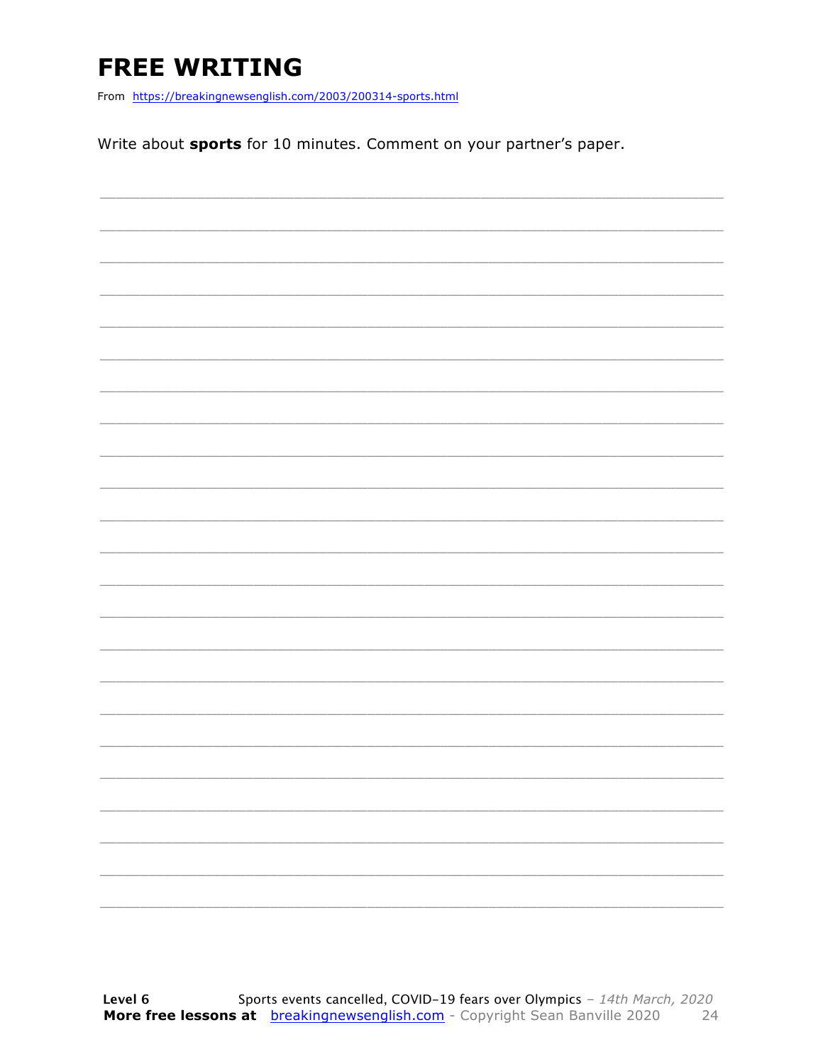# FREE WRITING

From https://breakingnewsenglish.com/2003/200314-sports.html

Write about **sports** for 10 minutes. Comment on your partner's paper.

___________________________________________________________________________

___________________________________________________________________________

___________________________________________________________________________

___________________________________________________________________________

___________________________________________________________________________

___________________________________________________________________________

___________________________________________________________________________

___________________________________________________________________________

___________________________________________________________________________

___________________________________________________________________________

___________________________________________________________________________

___________________________________________________________________________

___________________________________________________________________________

___________________________________________________________________________

___________________________________________________________________________

___________________________________________________________________________

___________________________________________________________________________

___________________________________________________________________________

___________________________________________________________________________

___________________________________________________________________________

___________________________________________________________________________

___________________________________________________________________________

___________________________________________________________________________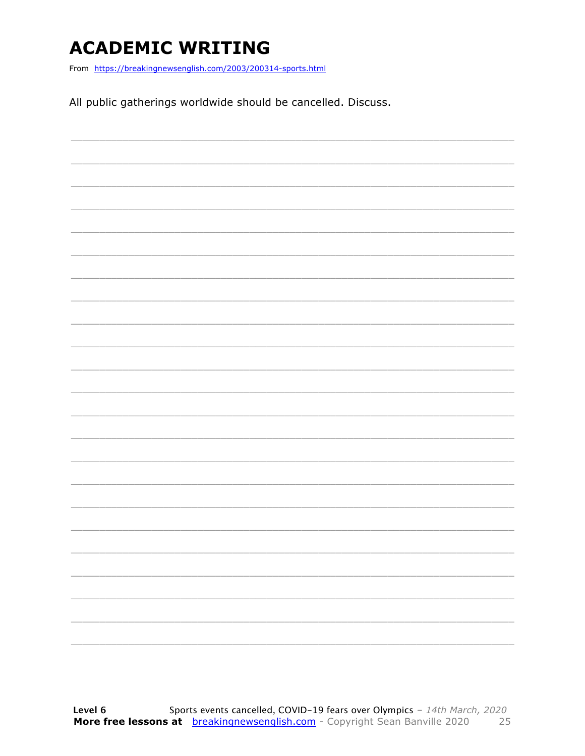# ACADEMIC WRITING

From https://breakingnewsenglish.com/2003/200314-sports.html

All public gatherings worldwide should be cancelled. Discuss.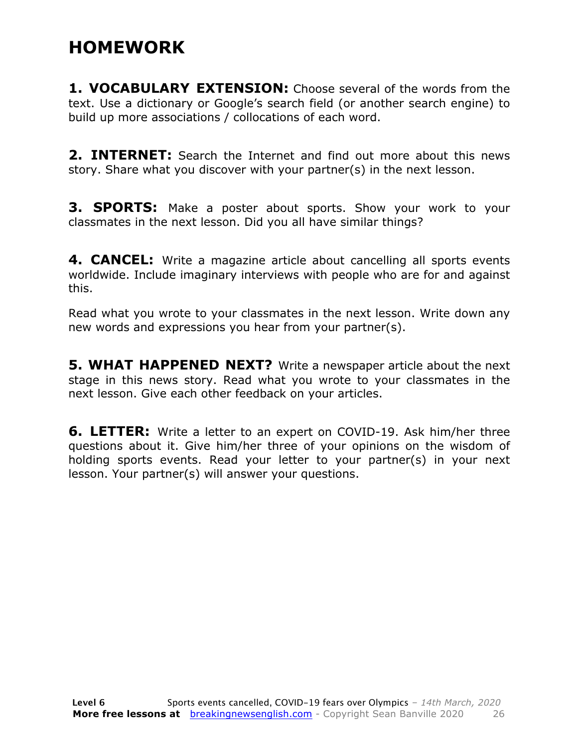# HOMEWORK

**1. VOCABULARY EXTENSION:** Choose several of the words from the text. Use a dictionary or Google's search field (or another search engine) to build up more associations / collocations of each word.

**2. INTERNET:** Search the Internet and find out more about this news story. Share what you discover with your partner(s) in the next lesson.

**3. SPORTS:** Make a poster about sports. Show your work to your classmates in the next lesson. Did you all have similar things?

**4. CANCEL:** Write a magazine article about cancelling all sports events worldwide. Include imaginary interviews with people who are for and against this.

Read what you wrote to your classmates in the next lesson. Write down any new words and expressions you hear from your partner(s).

**5. WHAT HAPPENED NEXT?** Write a newspaper article about the next stage in this news story. Read what you wrote to your classmates in the next lesson. Give each other feedback on your articles.

**6. LETTER:** Write a letter to an expert on COVID-19. Ask him/her three questions about it. Give him/her three of your opinions on the wisdom of holding sports events. Read your letter to your partner(s) in your next lesson. Your partner(s) will answer your questions.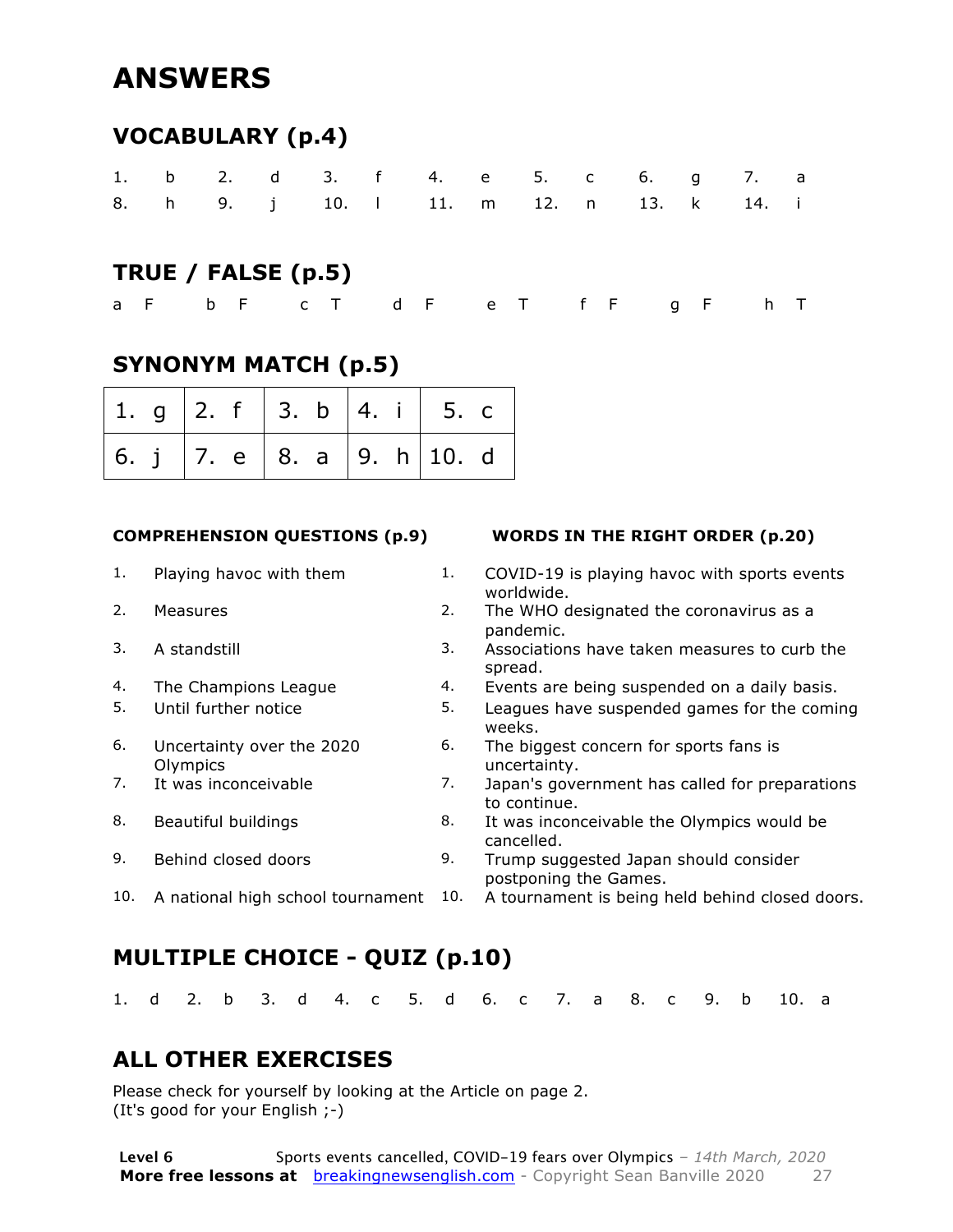# ANSWERS

## VOCABULARY (p.4)

| | | | | | | | | | | | | | |
|---|---|---|---|---|---|---|---|---|---|---|---|---|---|
| 1. | b | 2. | d | 3. | f | 4. | e | 5. | c | 6. | g | 7. | a |
| 8. | h | 9. | j | 10. | l | 11. | m | 12. | n | 13. | k | 14. | i |

## TRUE / FALSE (p.5)

a F   b F   c T   d F   e T   f F   g F   h T

## SYNONYM MATCH (p.5)

| | | | | |
|---|---|---|---|---|
| 1. g | 2. f | 3. b | 4. i | 5. c |
| 6. j | 7. e | 8. a | 9. h | 10. d |

**COMPREHENSION QUESTIONS (p.9)**

1. Playing havoc with them
2. Measures
3. A standstill
4. The Champions League
5. Until further notice
6. Uncertainty over the 2020 Olympics
7. It was inconceivable
8. Beautiful buildings
9. Behind closed doors
10. A national high school tournament

**WORDS IN THE RIGHT ORDER (p.20)**

1. COVID-19 is playing havoc with sports events worldwide.
2. The WHO designated the coronavirus as a pandemic.
3. Associations have taken measures to curb the spread.
4. Events are being suspended on a daily basis.
5. Leagues have suspended games for the coming weeks.
6. The biggest concern for sports fans is uncertainty.
7. Japan's government has called for preparations to continue.
8. It was inconceivable the Olympics would be cancelled.
9. Trump suggested Japan should consider postponing the Games.
10. A tournament is being held behind closed doors.

## MULTIPLE CHOICE - QUIZ (p.10)

1. d   2. b   3. d   4. c   5. d   6. c   7. a   8. c   9. b   10. a

## ALL OTHER EXERCISES

Please check for yourself by looking at the Article on page 2.
(It's good for your English ;-)